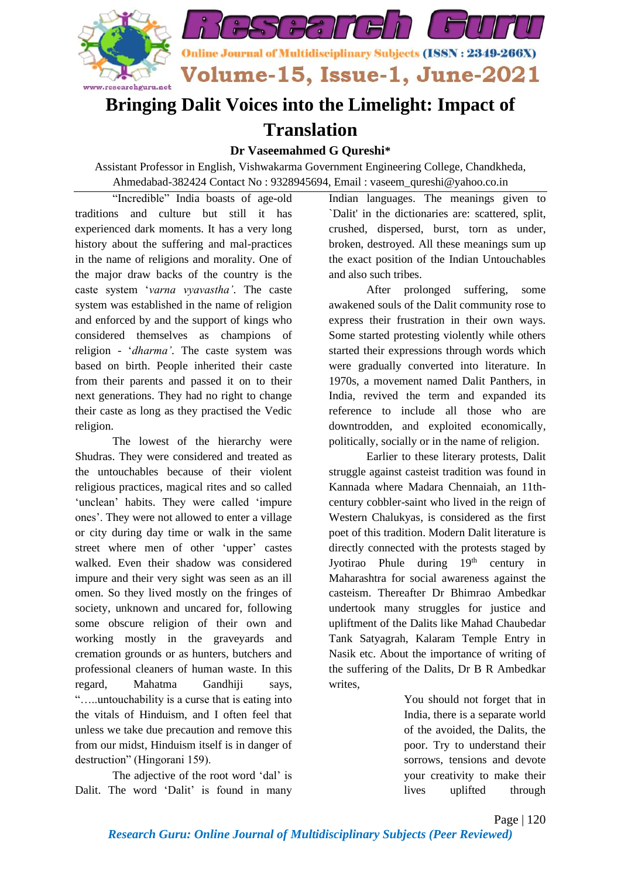# Bringing Dalit Voices into the Limelight: Impact of Translation

**Dr Vaseemahmed G Qureshi***

Assistant Professor in English, Vishwakarma Government Engineering College, Chandkheda, Ahmedabad-382424 Contact No : 9328945694, Email : vaseem_qureshi@yahoo.co.in

"Incredible" India boasts of age-old traditions and culture but still it has experienced dark moments. It has a very long history about the suffering and mal-practices in the name of religions and morality. One of the major draw backs of the country is the caste system '*varna vyavastha'*. The caste system was established in the name of religion and enforced by and the support of kings who considered themselves as champions of religion - '*dharma'*. The caste system was based on birth. People inherited their caste from their parents and passed it on to their next generations. They had no right to change their caste as long as they practised the Vedic religion.

The lowest of the hierarchy were Shudras. They were considered and treated as the untouchables because of their violent religious practices, magical rites and so called 'unclean' habits. They were called 'impure ones'. They were not allowed to enter a village or city during day time or walk in the same street where men of other 'upper' castes walked. Even their shadow was considered impure and their very sight was seen as an ill omen. So they lived mostly on the fringes of society, unknown and uncared for, following some obscure religion of their own and working mostly in the graveyards and cremation grounds or as hunters, butchers and professional cleaners of human waste. In this regard, Mahatma Gandhiji says, "…..untouchability is a curse that is eating into the vitals of Hinduism, and I often feel that unless we take due precaution and remove this from our midst, Hinduism itself is in danger of destruction" (Hingorani 159).

The adjective of the root word 'dal' is Dalit. The word 'Dalit' is found in many Indian languages. The meanings given to `Dalit' in the dictionaries are: scattered, split, crushed, dispersed, burst, torn as under, broken, destroyed. All these meanings sum up the exact position of the Indian Untouchables and also such tribes.

After prolonged suffering, some awakened souls of the Dalit community rose to express their frustration in their own ways. Some started protesting violently while others started their expressions through words which were gradually converted into literature. In 1970s, a movement named Dalit Panthers, in India, revived the term and expanded its reference to include all those who are downtrodden, and exploited economically, politically, socially or in the name of religion.

Earlier to these literary protests, Dalit struggle against casteist tradition was found in Kannada where Madara Chennaiah, an 11th-century cobbler-saint who lived in the reign of Western Chalukyas, is considered as the first poet of this tradition. Modern Dalit literature is directly connected with the protests staged by Jyotirao Phule during 19th century in Maharashtra for social awareness against the casteism. Thereafter Dr Bhimrao Ambedkar undertook many struggles for justice and upliftment of the Dalits like Mahad Chaubedar Tank Satyagrah, Kalaram Temple Entry in Nasik etc. About the importance of writing of the suffering of the Dalits, Dr B R Ambedkar writes,

> You should not forget that in India, there is a separate world of the avoided, the Dalits, the poor. Try to understand their sorrows, tensions and devote your creativity to make their lives uplifted through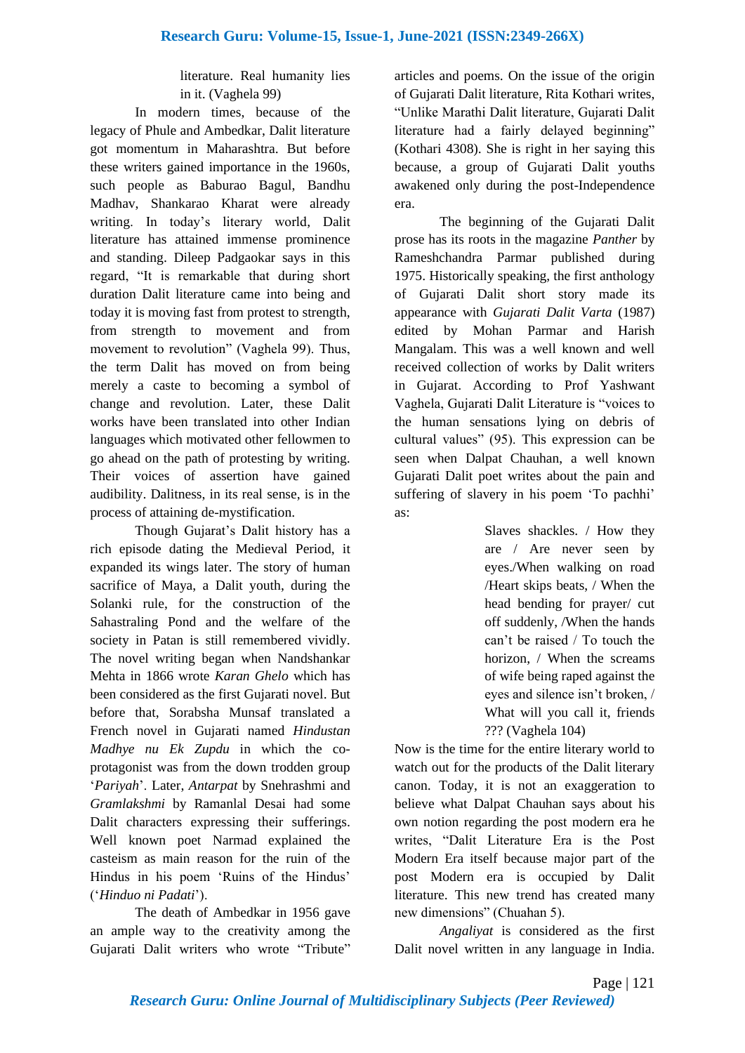> literature. Real humanity lies in it. (Vaghela 99)

In modern times, because of the legacy of Phule and Ambedkar, Dalit literature got momentum in Maharashtra. But before these writers gained importance in the 1960s, such people as Baburao Bagul, Bandhu Madhav, Shankarao Kharat were already writing. In today's literary world, Dalit literature has attained immense prominence and standing. Dileep Padgaokar says in this regard, "It is remarkable that during short duration Dalit literature came into being and today it is moving fast from protest to strength, from strength to movement and from movement to revolution" (Vaghela 99). Thus, the term Dalit has moved on from being merely a caste to becoming a symbol of change and revolution. Later, these Dalit works have been translated into other Indian languages which motivated other fellowmen to go ahead on the path of protesting by writing. Their voices of assertion have gained audibility. Dalitness, in its real sense, is in the process of attaining de-mystification.

Though Gujarat's Dalit history has a rich episode dating the Medieval Period, it expanded its wings later. The story of human sacrifice of Maya, a Dalit youth, during the Solanki rule, for the construction of the Sahastraling Pond and the welfare of the society in Patan is still remembered vividly. The novel writing began when Nandshankar Mehta in 1866 wrote *Karan Ghelo* which has been considered as the first Gujarati novel. But before that, Sorabsha Munsaf translated a French novel in Gujarati named *Hindustan Madhye nu Ek Zupdu* in which the co-protagonist was from the down trodden group '*Pariyah*'. Later, *Antarpat* by Snehrashmi and *Gramlakshmi* by Ramanlal Desai had some Dalit characters expressing their sufferings. Well known poet Narmad explained the casteism as main reason for the ruin of the Hindus in his poem 'Ruins of the Hindus' ('*Hinduo ni Padati*').

The death of Ambedkar in 1956 gave an ample way to the creativity among the Gujarati Dalit writers who wrote "Tribute" articles and poems. On the issue of the origin of Gujarati Dalit literature, Rita Kothari writes, "Unlike Marathi Dalit literature, Gujarati Dalit literature had a fairly delayed beginning" (Kothari 4308). She is right in her saying this because, a group of Gujarati Dalit youths awakened only during the post-Independence era.

The beginning of the Gujarati Dalit prose has its roots in the magazine *Panther* by Rameshchandra Parmar published during 1975. Historically speaking, the first anthology of Gujarati Dalit short story made its appearance with *Gujarati Dalit Varta* (1987) edited by Mohan Parmar and Harish Mangalam. This was a well known and well received collection of works by Dalit writers in Gujarat. According to Prof Yashwant Vaghela, Gujarati Dalit Literature is "voices to the human sensations lying on debris of cultural values" (95). This expression can be seen when Dalpat Chauhan, a well known Gujarati Dalit poet writes about the pain and suffering of slavery in his poem 'To pachhi' as:

> Slaves shackles. / How they are / Are never seen by eyes./When walking on road /Heart skips beats, / When the head bending for prayer/ cut off suddenly, /When the hands can't be raised / To touch the horizon, / When the screams of wife being raped against the eyes and silence isn't broken, / What will you call it, friends ??? (Vaghela 104)

Now is the time for the entire literary world to watch out for the products of the Dalit literary canon. Today, it is not an exaggeration to believe what Dalpat Chauhan says about his own notion regarding the post modern era he writes, "Dalit Literature Era is the Post Modern Era itself because major part of the post Modern era is occupied by Dalit literature. This new trend has created many new dimensions" (Chuahan 5).

*Angaliyat* is considered as the first Dalit novel written in any language in India.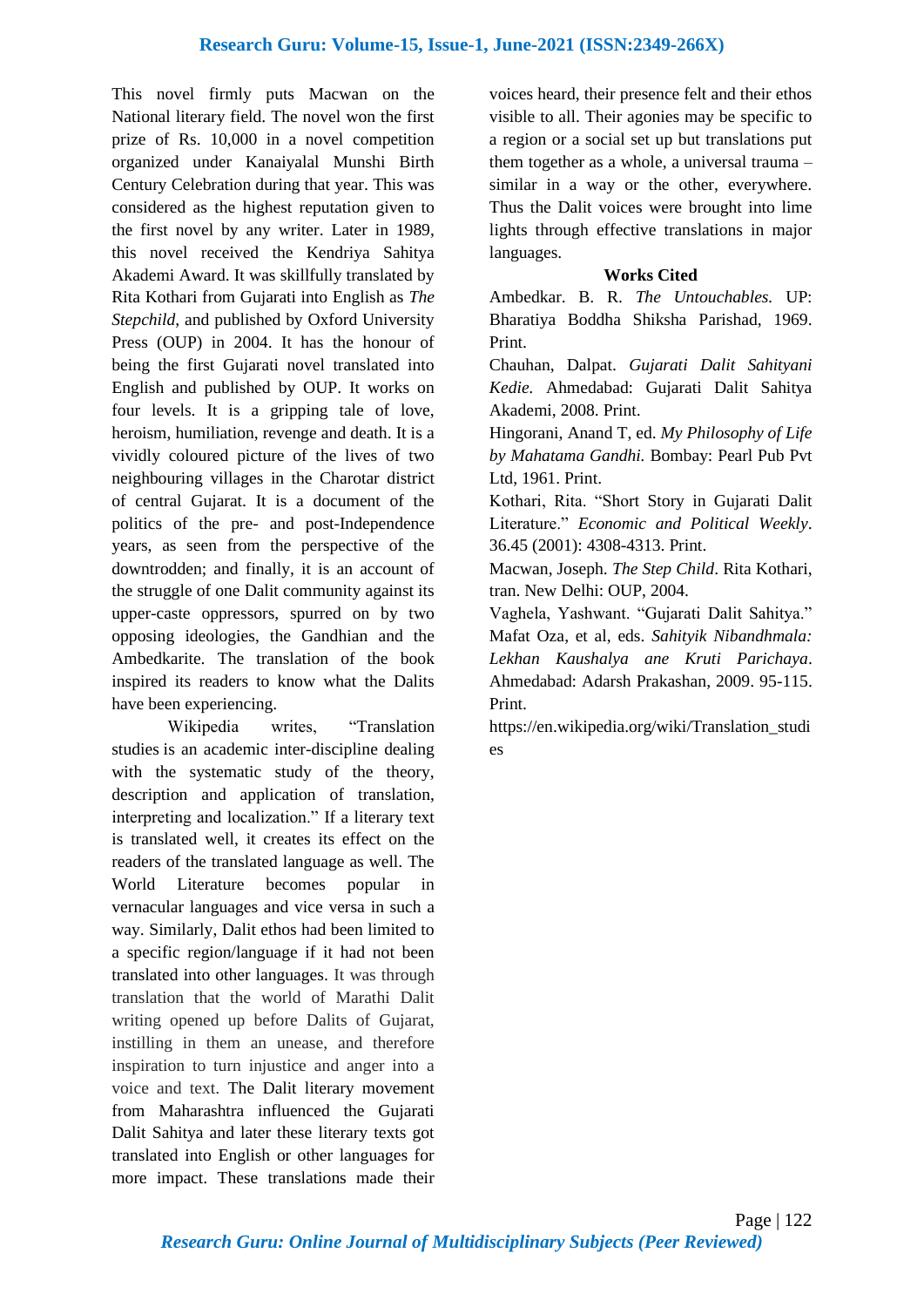This novel firmly puts Macwan on the National literary field. The novel won the first prize of Rs. 10,000 in a novel competition organized under Kanaiyalal Munshi Birth Century Celebration during that year. This was considered as the highest reputation given to the first novel by any writer. Later in 1989, this novel received the Kendriya Sahitya Akademi Award. It was skillfully translated by Rita Kothari from Gujarati into English as *The Stepchild*, and published by Oxford University Press (OUP) in 2004. It has the honour of being the first Gujarati novel translated into English and published by OUP. It works on four levels. It is a gripping tale of love, heroism, humiliation, revenge and death. It is a vividly coloured picture of the lives of two neighbouring villages in the Charotar district of central Gujarat. It is a document of the politics of the pre- and post-Independence years, as seen from the perspective of the downtrodden; and finally, it is an account of the struggle of one Dalit community against its upper-caste oppressors, spurred on by two opposing ideologies, the Gandhian and the Ambedkarite. The translation of the book inspired its readers to know what the Dalits have been experiencing.

Wikipedia writes, "Translation studies is an academic inter-discipline dealing with the systematic study of the theory, description and application of translation, interpreting and localization." If a literary text is translated well, it creates its effect on the readers of the translated language as well. The World Literature becomes popular in vernacular languages and vice versa in such a way. Similarly, Dalit ethos had been limited to a specific region/language if it had not been translated into other languages. It was through translation that the world of Marathi Dalit writing opened up before Dalits of Gujarat, instilling in them an unease, and therefore inspiration to turn injustice and anger into a voice and text. The Dalit literary movement from Maharashtra influenced the Gujarati Dalit Sahitya and later these literary texts got translated into English or other languages for more impact. These translations made their voices heard, their presence felt and their ethos visible to all. Their agonies may be specific to a region or a social set up but translations put them together as a whole, a universal trauma – similar in a way or the other, everywhere. Thus the Dalit voices were brought into lime lights through effective translations in major languages.

## Works Cited

Ambedkar. B. R. *The Untouchables.* UP: Bharatiya Boddha Shiksha Parishad, 1969. Print.

Chauhan, Dalpat. *Gujarati Dalit Sahityani Kedie.* Ahmedabad: Gujarati Dalit Sahitya Akademi, 2008. Print.

Hingorani, Anand T, ed. *My Philosophy of Life by Mahatama Gandhi.* Bombay: Pearl Pub Pvt Ltd, 1961. Print.

Kothari, Rita. "Short Story in Gujarati Dalit Literature." *Economic and Political Weekly*. 36.45 (2001): 4308-4313. Print.

Macwan, Joseph. *The Step Child*. Rita Kothari, tran. New Delhi: OUP, 2004.

Vaghela, Yashwant. "Gujarati Dalit Sahitya." Mafat Oza, et al, eds. *Sahityik Nibandhmala: Lekhan Kaushalya ane Kruti Parichaya*. Ahmedabad: Adarsh Prakashan, 2009. 95-115. Print.

https://en.wikipedia.org/wiki/Translation_studies